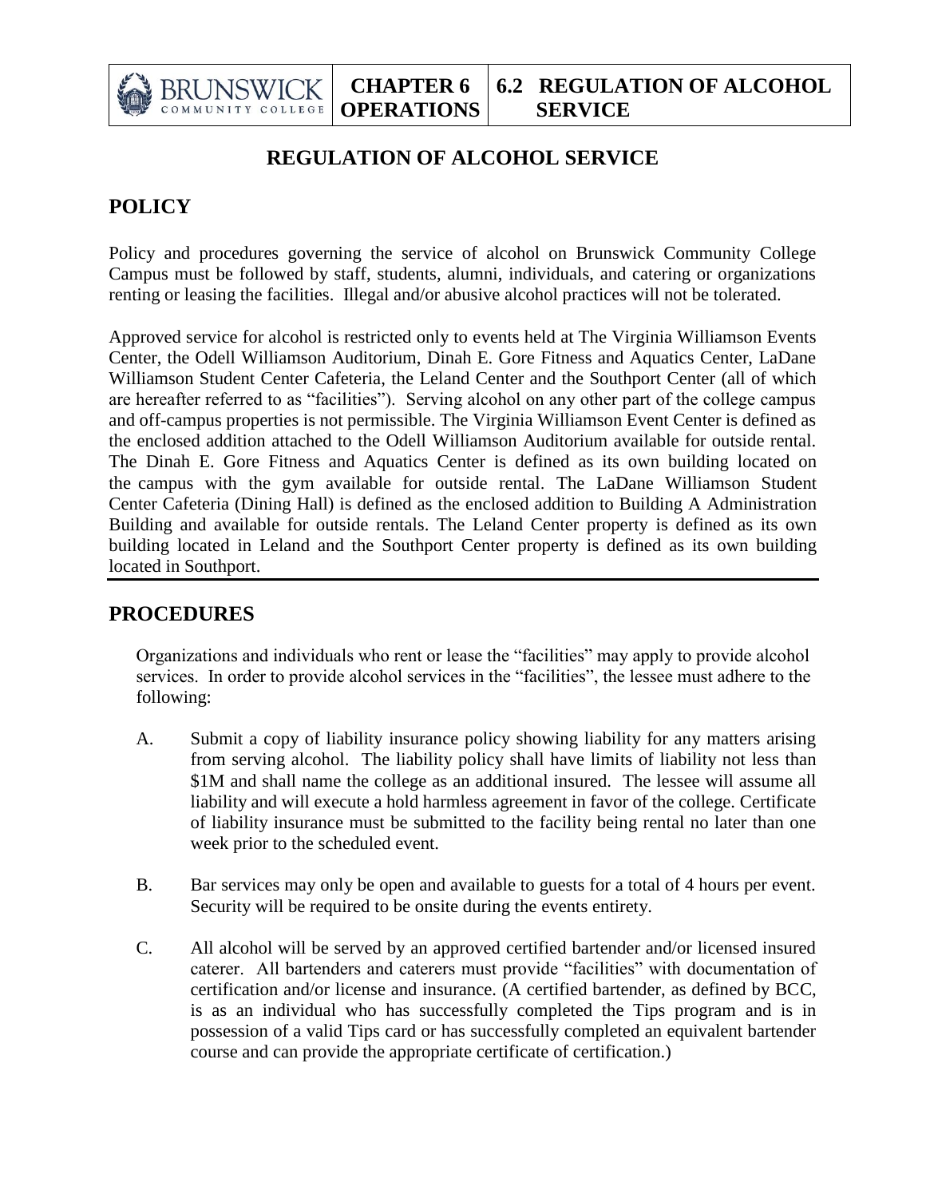# REGULATION OF ALCOHOL SERVICE

## POLICY

Policy and procedures governing the service of alcohol on Brunswick Community College Campus must be followed by staff, students, alumni, individuals, and catering or organizations renting or leasing the facilities. Illegal and/or abusive alcohol practices will not be tolerated.

Approved service for alcohol is restricted only to events held at The Virginia Williamson Events Center, the Odell Williamson Auditorium, Dinah E. Gore Fitness and Aquatics Center, LaDane Williamson Student Center Cafeteria, the Leland Center and the Southport Center (all of which are hereafter referred to as "facilities"). Serving alcohol on any other part of the college campus and off-campus properties is not permissible. The Virginia Williamson Event Center is defined as the enclosed addition attached to the Odell Williamson Auditorium available for outside rental. The Dinah E. Gore Fitness and Aquatics Center is defined as its own building located on the campus with the gym available for outside rental. The LaDane Williamson Student Center Cafeteria (Dining Hall) is defined as the enclosed addition to Building A Administration Building and available for outside rentals. The Leland Center property is defined as its own building located in Leland and the Southport Center property is defined as its own building located in Southport.

## PROCEDURES

Organizations and individuals who rent or lease the "facilities" may apply to provide alcohol services. In order to provide alcohol services in the "facilities", the lessee must adhere to the following:

A. Submit a copy of liability insurance policy showing liability for any matters arising from serving alcohol. The liability policy shall have limits of liability not less than $1M and shall name the college as an additional insured. The lessee will assume all liability and will execute a hold harmless agreement in favor of the college. Certificate of liability insurance must be submitted to the facility being rental no later than one week prior to the scheduled event.

B. Bar services may only be open and available to guests for a total of 4 hours per event. Security will be required to be onsite during the events entirety.

C. All alcohol will be served by an approved certified bartender and/or licensed insured caterer. All bartenders and caterers must provide "facilities" with documentation of certification and/or license and insurance. (A certified bartender, as defined by BCC, is as an individual who has successfully completed the Tips program and is in possession of a valid Tips card or has successfully completed an equivalent bartender course and can provide the appropriate certificate of certification.)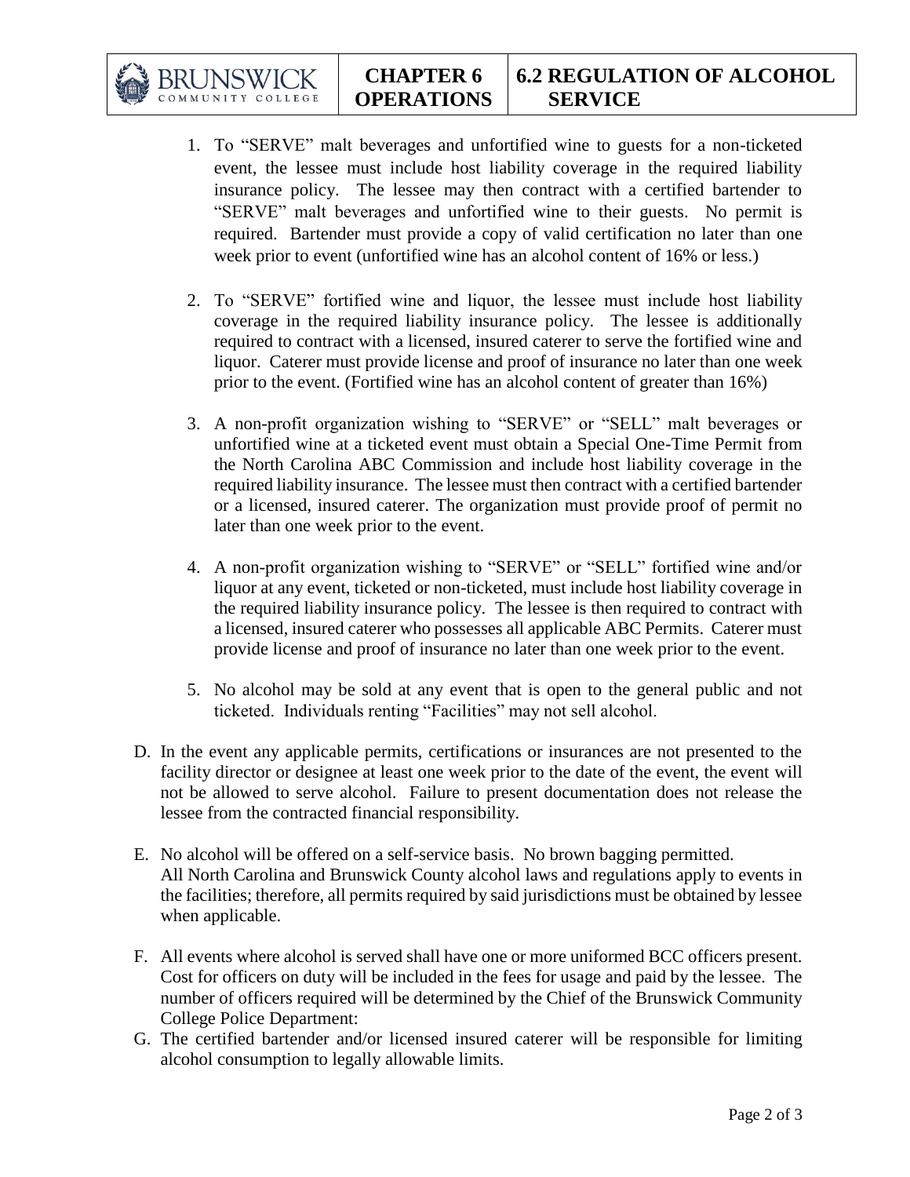1. To "SERVE" malt beverages and unfortified wine to guests for a non-ticketed event, the lessee must include host liability coverage in the required liability insurance policy. The lessee may then contract with a certified bartender to "SERVE" malt beverages and unfortified wine to their guests. No permit is required. Bartender must provide a copy of valid certification no later than one week prior to event (unfortified wine has an alcohol content of 16% or less.)

2. To "SERVE" fortified wine and liquor, the lessee must include host liability coverage in the required liability insurance policy. The lessee is additionally required to contract with a licensed, insured caterer to serve the fortified wine and liquor. Caterer must provide license and proof of insurance no later than one week prior to the event. (Fortified wine has an alcohol content of greater than 16%)

3. A non-profit organization wishing to "SERVE" or "SELL" malt beverages or unfortified wine at a ticketed event must obtain a Special One-Time Permit from the North Carolina ABC Commission and include host liability coverage in the required liability insurance. The lessee must then contract with a certified bartender or a licensed, insured caterer. The organization must provide proof of permit no later than one week prior to the event.

4. A non-profit organization wishing to "SERVE" or "SELL" fortified wine and/or liquor at any event, ticketed or non-ticketed, must include host liability coverage in the required liability insurance policy. The lessee is then required to contract with a licensed, insured caterer who possesses all applicable ABC Permits. Caterer must provide license and proof of insurance no later than one week prior to the event.

5. No alcohol may be sold at any event that is open to the general public and not ticketed. Individuals renting "Facilities" may not sell alcohol.

D. In the event any applicable permits, certifications or insurances are not presented to the facility director or designee at least one week prior to the date of the event, the event will not be allowed to serve alcohol. Failure to present documentation does not release the lessee from the contracted financial responsibility.

E. No alcohol will be offered on a self-service basis. No brown bagging permitted. All North Carolina and Brunswick County alcohol laws and regulations apply to events in the facilities; therefore, all permits required by said jurisdictions must be obtained by lessee when applicable.

F. All events where alcohol is served shall have one or more uniformed BCC officers present. Cost for officers on duty will be included in the fees for usage and paid by the lessee. The number of officers required will be determined by the Chief of the Brunswick Community College Police Department:

G. The certified bartender and/or licensed insured caterer will be responsible for limiting alcohol consumption to legally allowable limits.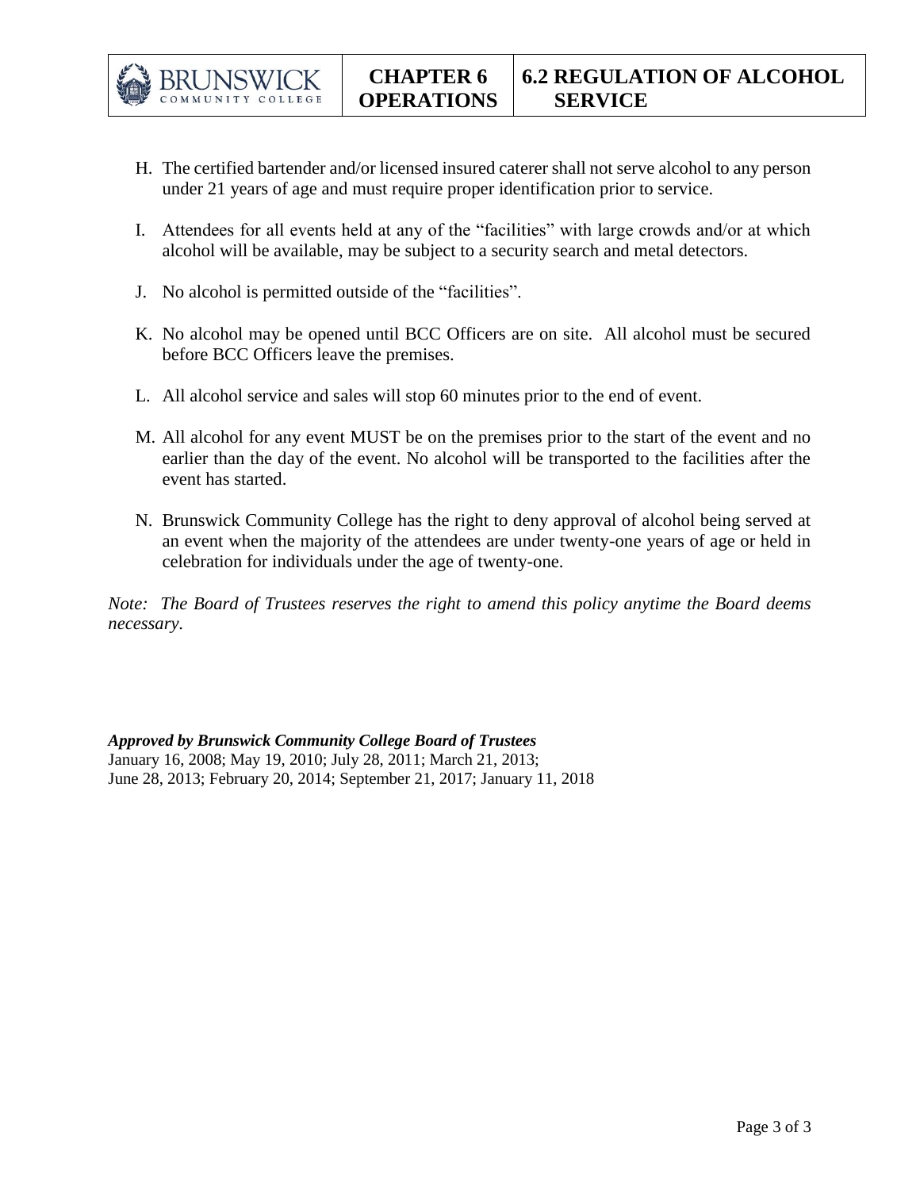H. The certified bartender and/or licensed insured caterer shall not serve alcohol to any person under 21 years of age and must require proper identification prior to service.

I. Attendees for all events held at any of the "facilities" with large crowds and/or at which alcohol will be available, may be subject to a security search and metal detectors.

J. No alcohol is permitted outside of the "facilities".

K. No alcohol may be opened until BCC Officers are on site. All alcohol must be secured before BCC Officers leave the premises.

L. All alcohol service and sales will stop 60 minutes prior to the end of event.

M. All alcohol for any event MUST be on the premises prior to the start of the event and no earlier than the day of the event. No alcohol will be transported to the facilities after the event has started.

N. Brunswick Community College has the right to deny approval of alcohol being served at an event when the majority of the attendees are under twenty-one years of age or held in celebration for individuals under the age of twenty-one.

*Note: The Board of Trustees reserves the right to amend this policy anytime the Board deems necessary.*

***Approved by Brunswick Community College Board of Trustees***
January 16, 2008; May 19, 2010; July 28, 2011; March 21, 2013;
June 28, 2013; February 20, 2014; September 21, 2017; January 11, 2018